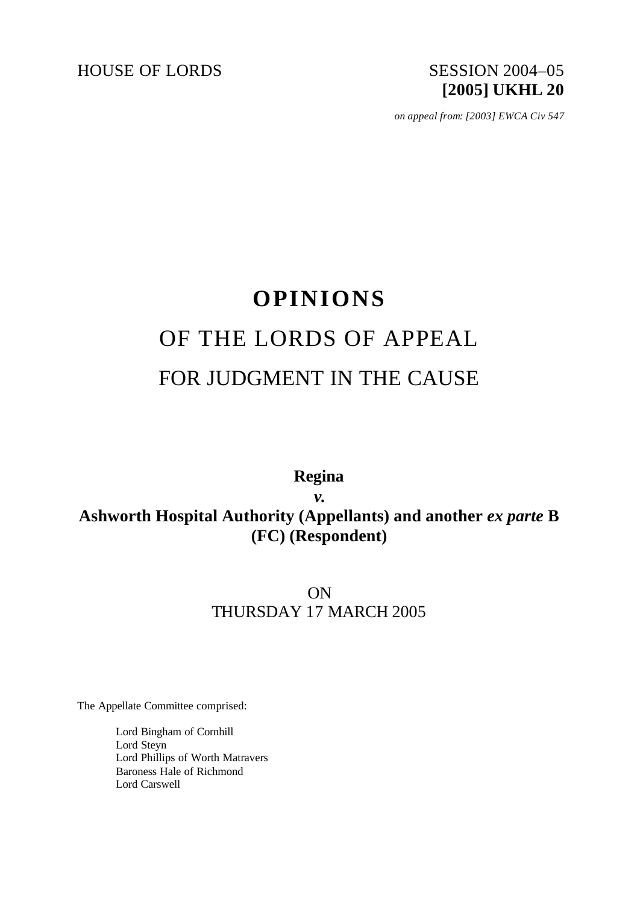HOUSE OF LORDS SESSION 2004–05

**[2005] UKHL 20**

*on appeal from: [2003] EWCA Civ 547*

# OPINIONS

## OF THE LORDS OF APPEAL

## FOR JUDGMENT IN THE CAUSE

**Regina**

***v.***

**Ashworth Hospital Authority (Appellants) and another *ex parte* B (FC) (Respondent)**

ON

THURSDAY 17 MARCH 2005

The Appellate Committee comprised:

Lord Bingham of Cornhill
Lord Steyn
Lord Phillips of Worth Matravers
Baroness Hale of Richmond
Lord Carswell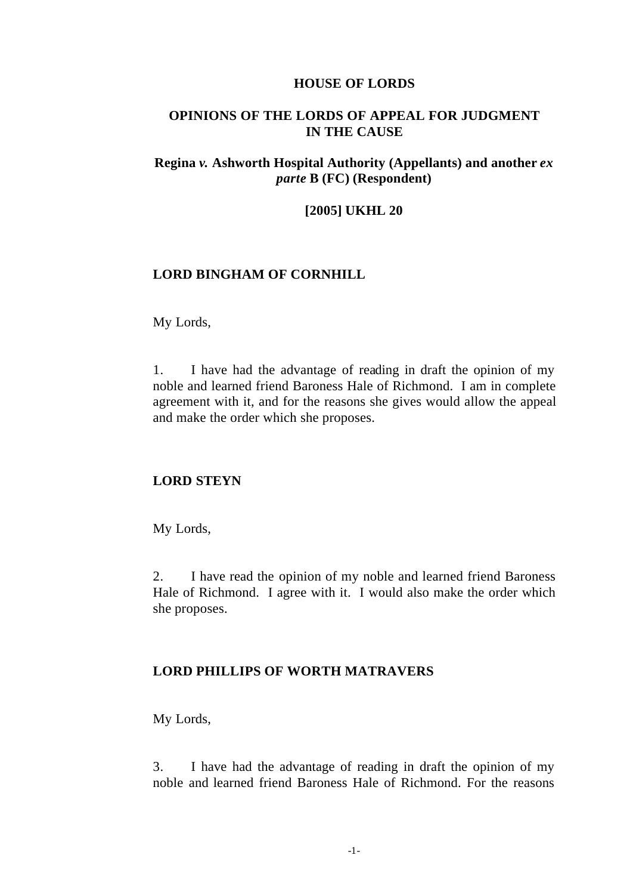**HOUSE OF LORDS**

**OPINIONS OF THE LORDS OF APPEAL FOR JUDGMENT IN THE CAUSE**

**Regina *v.* Ashworth Hospital Authority (Appellants) and another *ex parte* B (FC) (Respondent)**

**[2005] UKHL 20**

**LORD BINGHAM OF CORNHILL**

My Lords,

1. I have had the advantage of reading in draft the opinion of my noble and learned friend Baroness Hale of Richmond. I am in complete agreement with it, and for the reasons she gives would allow the appeal and make the order which she proposes.

**LORD STEYN**

My Lords,

2. I have read the opinion of my noble and learned friend Baroness Hale of Richmond. I agree with it. I would also make the order which she proposes.

**LORD PHILLIPS OF WORTH MATRAVERS**

My Lords,

3. I have had the advantage of reading in draft the opinion of my noble and learned friend Baroness Hale of Richmond. For the reasons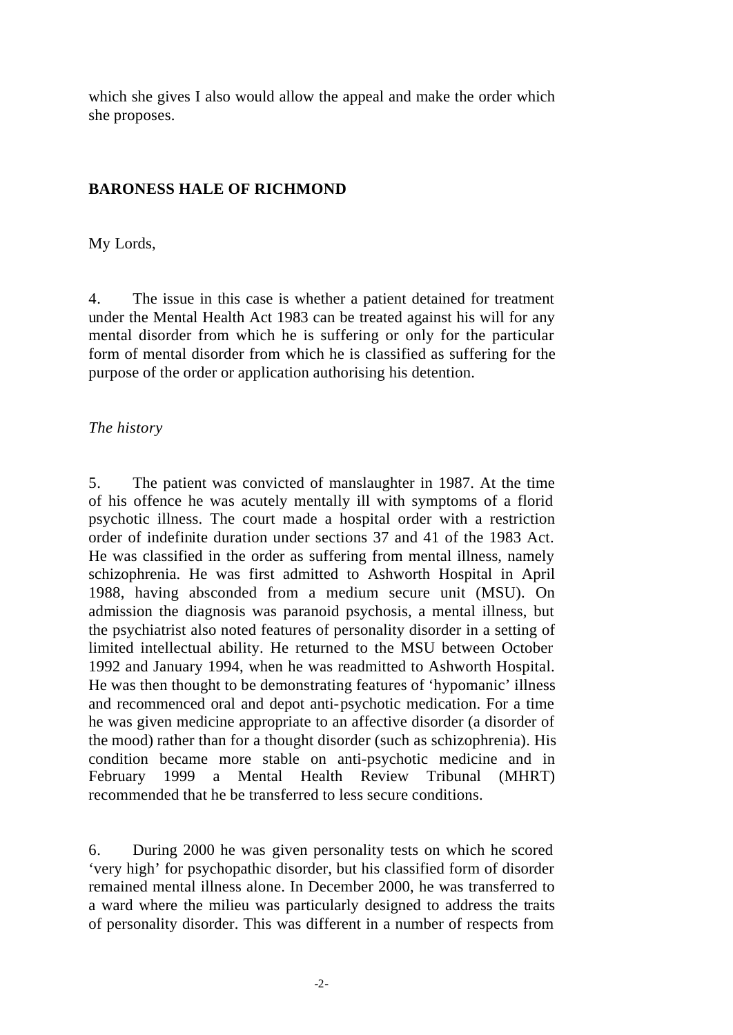which she gives I also would allow the appeal and make the order which she proposes.

**BARONESS HALE OF RICHMOND**

My Lords,

4. The issue in this case is whether a patient detained for treatment under the Mental Health Act 1983 can be treated against his will for any mental disorder from which he is suffering or only for the particular form of mental disorder from which he is classified as suffering for the purpose of the order or application authorising his detention.

*The history*

5. The patient was convicted of manslaughter in 1987. At the time of his offence he was acutely mentally ill with symptoms of a florid psychotic illness. The court made a hospital order with a restriction order of indefinite duration under sections 37 and 41 of the 1983 Act. He was classified in the order as suffering from mental illness, namely schizophrenia. He was first admitted to Ashworth Hospital in April 1988, having absconded from a medium secure unit (MSU). On admission the diagnosis was paranoid psychosis, a mental illness, but the psychiatrist also noted features of personality disorder in a setting of limited intellectual ability. He returned to the MSU between October 1992 and January 1994, when he was readmitted to Ashworth Hospital. He was then thought to be demonstrating features of 'hypomanic' illness and recommenced oral and depot anti-psychotic medication. For a time he was given medicine appropriate to an affective disorder (a disorder of the mood) rather than for a thought disorder (such as schizophrenia). His condition became more stable on anti-psychotic medicine and in February 1999 a Mental Health Review Tribunal (MHRT) recommended that he be transferred to less secure conditions.

6. During 2000 he was given personality tests on which he scored 'very high' for psychopathic disorder, but his classified form of disorder remained mental illness alone. In December 2000, he was transferred to a ward where the milieu was particularly designed to address the traits of personality disorder. This was different in a number of respects from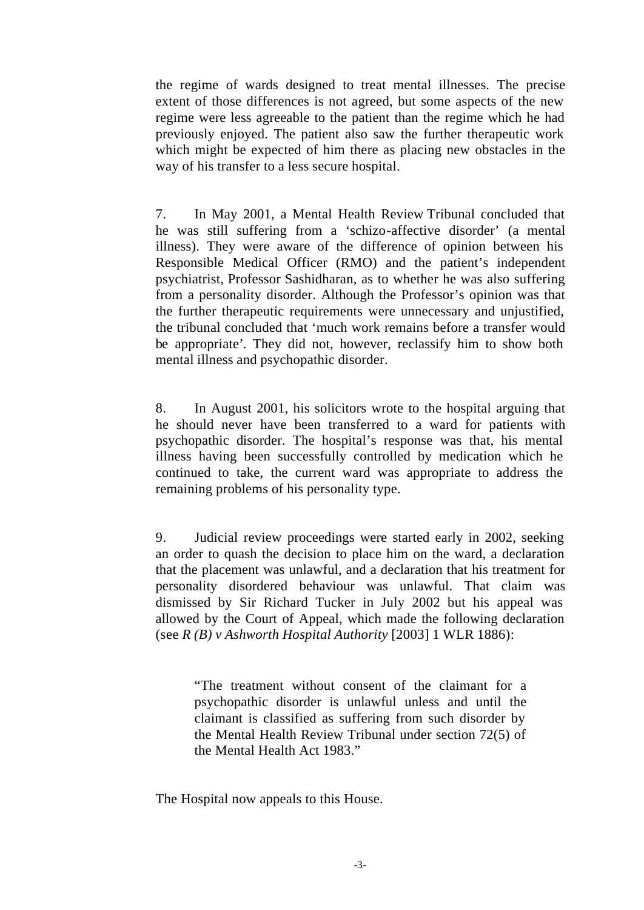the regime of wards designed to treat mental illnesses. The precise extent of those differences is not agreed, but some aspects of the new regime were less agreeable to the patient than the regime which he had previously enjoyed. The patient also saw the further therapeutic work which might be expected of him there as placing new obstacles in the way of his transfer to a less secure hospital.

7. In May 2001, a Mental Health Review Tribunal concluded that he was still suffering from a 'schizo-affective disorder' (a mental illness). They were aware of the difference of opinion between his Responsible Medical Officer (RMO) and the patient's independent psychiatrist, Professor Sashidharan, as to whether he was also suffering from a personality disorder. Although the Professor's opinion was that the further therapeutic requirements were unnecessary and unjustified, the tribunal concluded that 'much work remains before a transfer would be appropriate'. They did not, however, reclassify him to show both mental illness and psychopathic disorder.

8. In August 2001, his solicitors wrote to the hospital arguing that he should never have been transferred to a ward for patients with psychopathic disorder. The hospital's response was that, his mental illness having been successfully controlled by medication which he continued to take, the current ward was appropriate to address the remaining problems of his personality type.

9. Judicial review proceedings were started early in 2002, seeking an order to quash the decision to place him on the ward, a declaration that the placement was unlawful, and a declaration that his treatment for personality disordered behaviour was unlawful. That claim was dismissed by Sir Richard Tucker in July 2002 but his appeal was allowed by the Court of Appeal, which made the following declaration (see *R (B) v Ashworth Hospital Authority* [2003] 1 WLR 1886):

> "The treatment without consent of the claimant for a psychopathic disorder is unlawful unless and until the claimant is classified as suffering from such disorder by the Mental Health Review Tribunal under section 72(5) of the Mental Health Act 1983."

The Hospital now appeals to this House.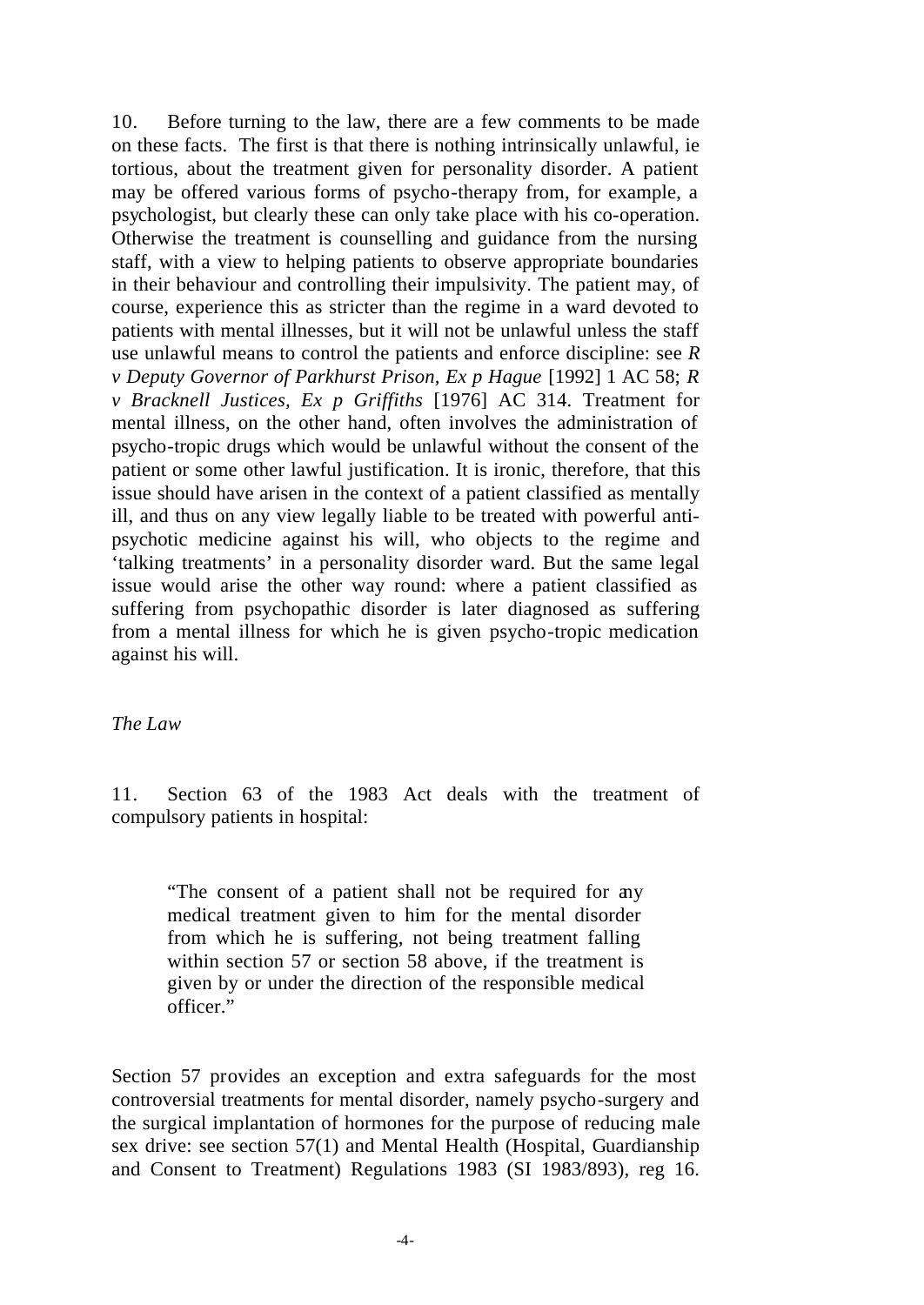10. Before turning to the law, there are a few comments to be made on these facts. The first is that there is nothing intrinsically unlawful, ie tortious, about the treatment given for personality disorder. A patient may be offered various forms of psycho-therapy from, for example, a psychologist, but clearly these can only take place with his co-operation. Otherwise the treatment is counselling and guidance from the nursing staff, with a view to helping patients to observe appropriate boundaries in their behaviour and controlling their impulsivity. The patient may, of course, experience this as stricter than the regime in a ward devoted to patients with mental illnesses, but it will not be unlawful unless the staff use unlawful means to control the patients and enforce discipline: see *R v Deputy Governor of Parkhurst Prison, Ex p Hague* [1992] 1 AC 58; *R v Bracknell Justices, Ex p Griffiths* [1976] AC 314. Treatment for mental illness, on the other hand, often involves the administration of psycho-tropic drugs which would be unlawful without the consent of the patient or some other lawful justification. It is ironic, therefore, that this issue should have arisen in the context of a patient classified as mentally ill, and thus on any view legally liable to be treated with powerful anti-psychotic medicine against his will, who objects to the regime and 'talking treatments' in a personality disorder ward. But the same legal issue would arise the other way round: where a patient classified as suffering from psychopathic disorder is later diagnosed as suffering from a mental illness for which he is given psycho-tropic medication against his will.

*The Law*

11. Section 63 of the 1983 Act deals with the treatment of compulsory patients in hospital:

> "The consent of a patient shall not be required for any medical treatment given to him for the mental disorder from which he is suffering, not being treatment falling within section 57 or section 58 above, if the treatment is given by or under the direction of the responsible medical officer."

Section 57 provides an exception and extra safeguards for the most controversial treatments for mental disorder, namely psycho-surgery and the surgical implantation of hormones for the purpose of reducing male sex drive: see section 57(1) and Mental Health (Hospital, Guardianship and Consent to Treatment) Regulations 1983 (SI 1983/893), reg 16.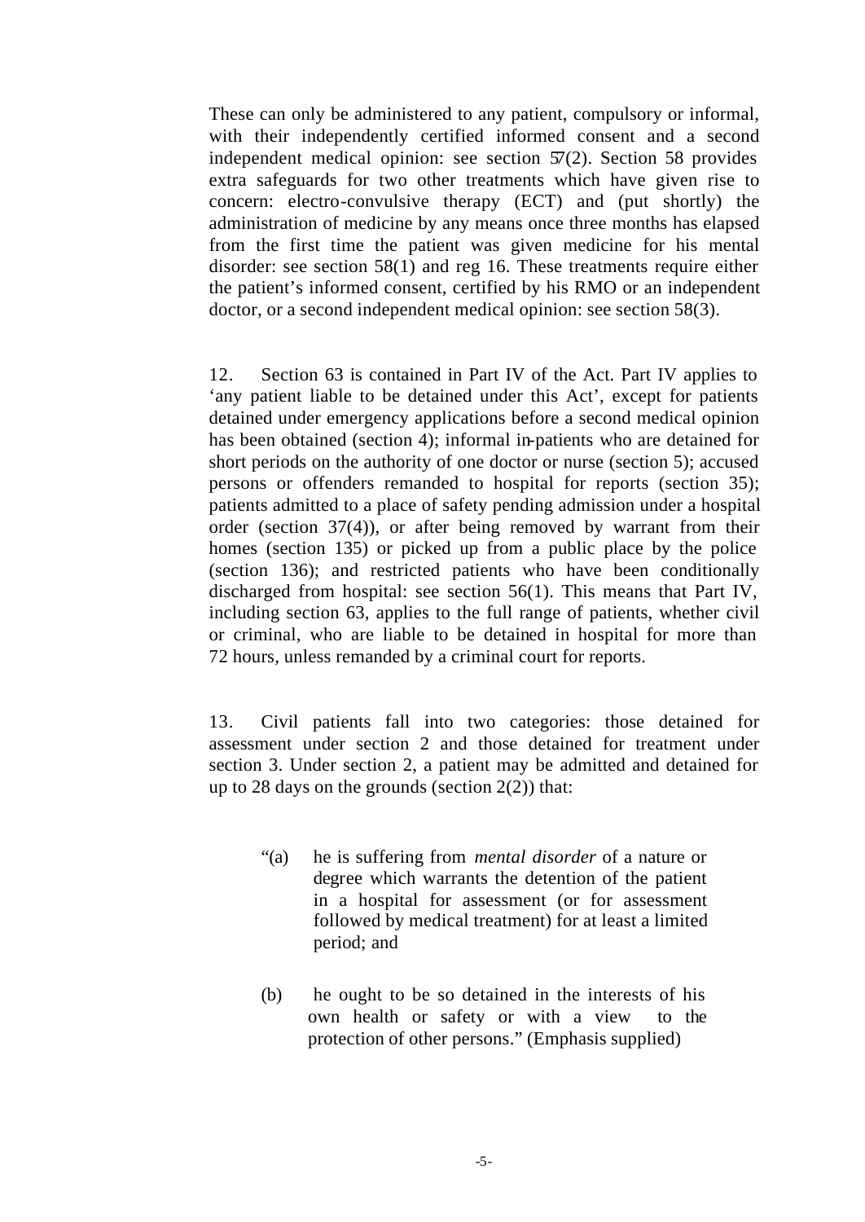These can only be administered to any patient, compulsory or informal, with their independently certified informed consent and a second independent medical opinion: see section 57(2). Section 58 provides extra safeguards for two other treatments which have given rise to concern: electro-convulsive therapy (ECT) and (put shortly) the administration of medicine by any means once three months has elapsed from the first time the patient was given medicine for his mental disorder: see section 58(1) and reg 16. These treatments require either the patient's informed consent, certified by his RMO or an independent doctor, or a second independent medical opinion: see section 58(3).

12. Section 63 is contained in Part IV of the Act. Part IV applies to 'any patient liable to be detained under this Act', except for patients detained under emergency applications before a second medical opinion has been obtained (section 4); informal in-patients who are detained for short periods on the authority of one doctor or nurse (section 5); accused persons or offenders remanded to hospital for reports (section 35); patients admitted to a place of safety pending admission under a hospital order (section 37(4)), or after being removed by warrant from their homes (section 135) or picked up from a public place by the police (section 136); and restricted patients who have been conditionally discharged from hospital: see section 56(1). This means that Part IV, including section 63, applies to the full range of patients, whether civil or criminal, who are liable to be detained in hospital for more than 72 hours, unless remanded by a criminal court for reports.

13. Civil patients fall into two categories: those detained for assessment under section 2 and those detained for treatment under section 3. Under section 2, a patient may be admitted and detained for up to 28 days on the grounds (section 2(2)) that:

> "(a) he is suffering from *mental disorder* of a nature or degree which warrants the detention of the patient in a hospital for assessment (or for assessment followed by medical treatment) for at least a limited period; and
>
> (b) he ought to be so detained in the interests of his own health or safety or with a view to the protection of other persons." (Emphasis supplied)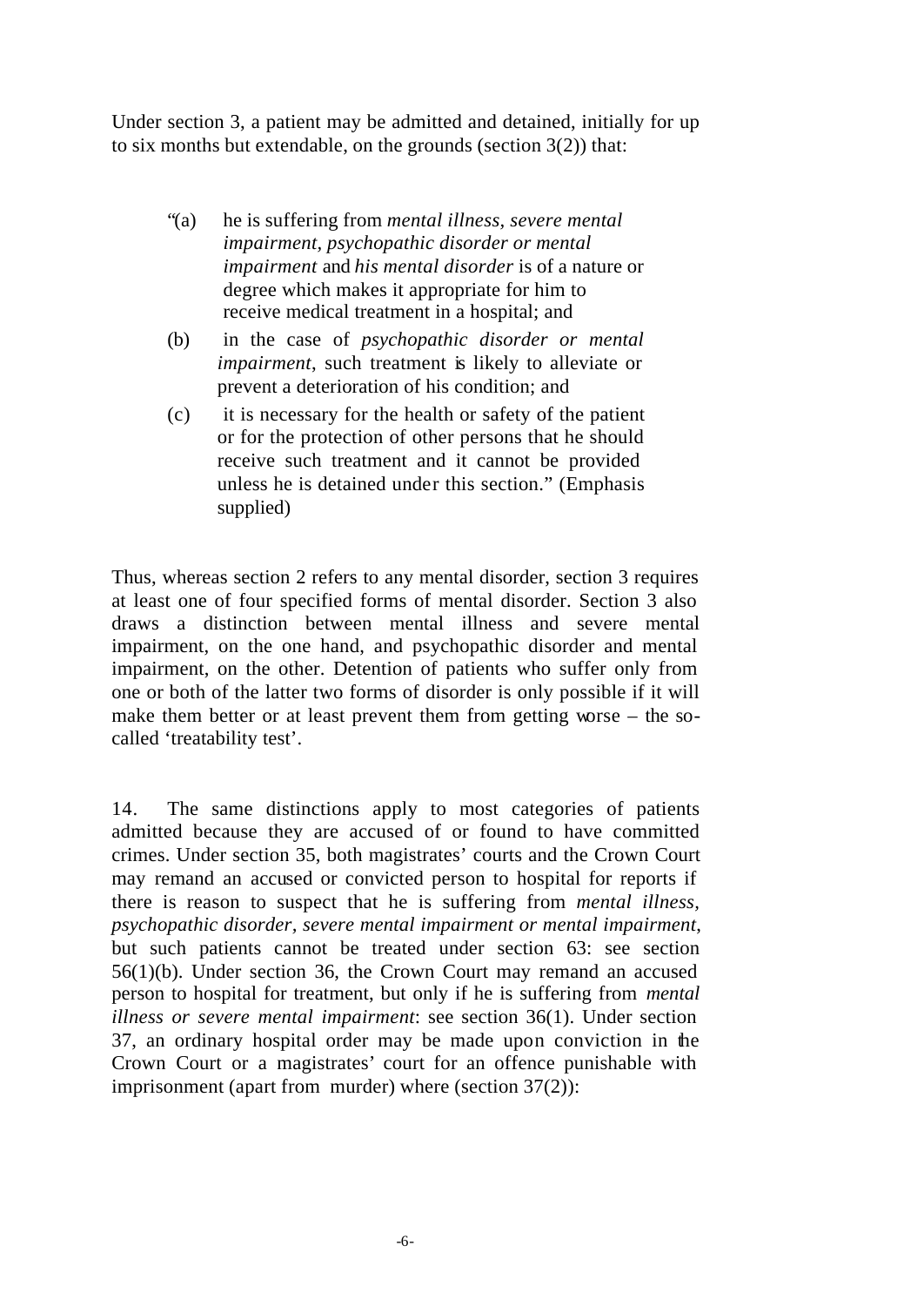Under section 3, a patient may be admitted and detained, initially for up to six months but extendable, on the grounds (section 3(2)) that:

> "(a) he is suffering from *mental illness, severe mental impairment, psychopathic disorder or mental impairment* and *his mental disorder* is of a nature or degree which makes it appropriate for him to receive medical treatment in a hospital; and
>
> (b) in the case of *psychopathic disorder or mental impairment*, such treatment is likely to alleviate or prevent a deterioration of his condition; and
>
> (c) it is necessary for the health or safety of the patient or for the protection of other persons that he should receive such treatment and it cannot be provided unless he is detained under this section." (Emphasis supplied)

Thus, whereas section 2 refers to any mental disorder, section 3 requires at least one of four specified forms of mental disorder. Section 3 also draws a distinction between mental illness and severe mental impairment, on the one hand, and psychopathic disorder and mental impairment, on the other. Detention of patients who suffer only from one or both of the latter two forms of disorder is only possible if it will make them better or at least prevent them from getting worse – the so-called 'treatability test'.

14. The same distinctions apply to most categories of patients admitted because they are accused of or found to have committed crimes. Under section 35, both magistrates' courts and the Crown Court may remand an accused or convicted person to hospital for reports if there is reason to suspect that he is suffering from *mental illness, psychopathic disorder, severe mental impairment or mental impairment*, but such patients cannot be treated under section 63: see section 56(1)(b). Under section 36, the Crown Court may remand an accused person to hospital for treatment, but only if he is suffering from *mental illness or severe mental impairment*: see section 36(1). Under section 37, an ordinary hospital order may be made upon conviction in the Crown Court or a magistrates' court for an offence punishable with imprisonment (apart from murder) where (section 37(2)):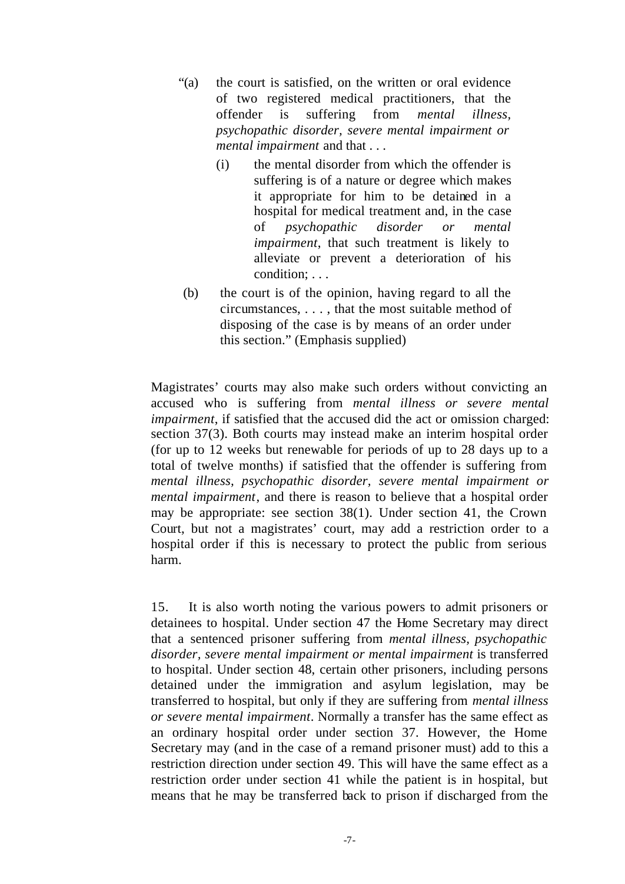> "(a) the court is satisfied, on the written or oral evidence of two registered medical practitioners, that the offender is suffering from *mental illness, psychopathic disorder, severe mental impairment or mental impairment* and that . . .
>
> > (i) the mental disorder from which the offender is suffering is of a nature or degree which makes it appropriate for him to be detained in a hospital for medical treatment and, in the case of *psychopathic disorder or mental impairment*, that such treatment is likely to alleviate or prevent a deterioration of his condition; . . .
>
> (b) the court is of the opinion, having regard to all the circumstances, . . . , that the most suitable method of disposing of the case is by means of an order under this section." (Emphasis supplied)

Magistrates' courts may also make such orders without convicting an accused who is suffering from *mental illness or severe mental impairment*, if satisfied that the accused did the act or omission charged: section 37(3). Both courts may instead make an interim hospital order (for up to 12 weeks but renewable for periods of up to 28 days up to a total of twelve months) if satisfied that the offender is suffering from *mental illness, psychopathic disorder, severe mental impairment or mental impairment*, and there is reason to believe that a hospital order may be appropriate: see section 38(1). Under section 41, the Crown Court, but not a magistrates' court, may add a restriction order to a hospital order if this is necessary to protect the public from serious harm.

15. It is also worth noting the various powers to admit prisoners or detainees to hospital. Under section 47 the Home Secretary may direct that a sentenced prisoner suffering from *mental illness, psychopathic disorder, severe mental impairment or mental impairment* is transferred to hospital. Under section 48, certain other prisoners, including persons detained under the immigration and asylum legislation, may be transferred to hospital, but only if they are suffering from *mental illness or severe mental impairment*. Normally a transfer has the same effect as an ordinary hospital order under section 37. However, the Home Secretary may (and in the case of a remand prisoner must) add to this a restriction direction under section 49. This will have the same effect as a restriction order under section 41 while the patient is in hospital, but means that he may be transferred back to prison if discharged from the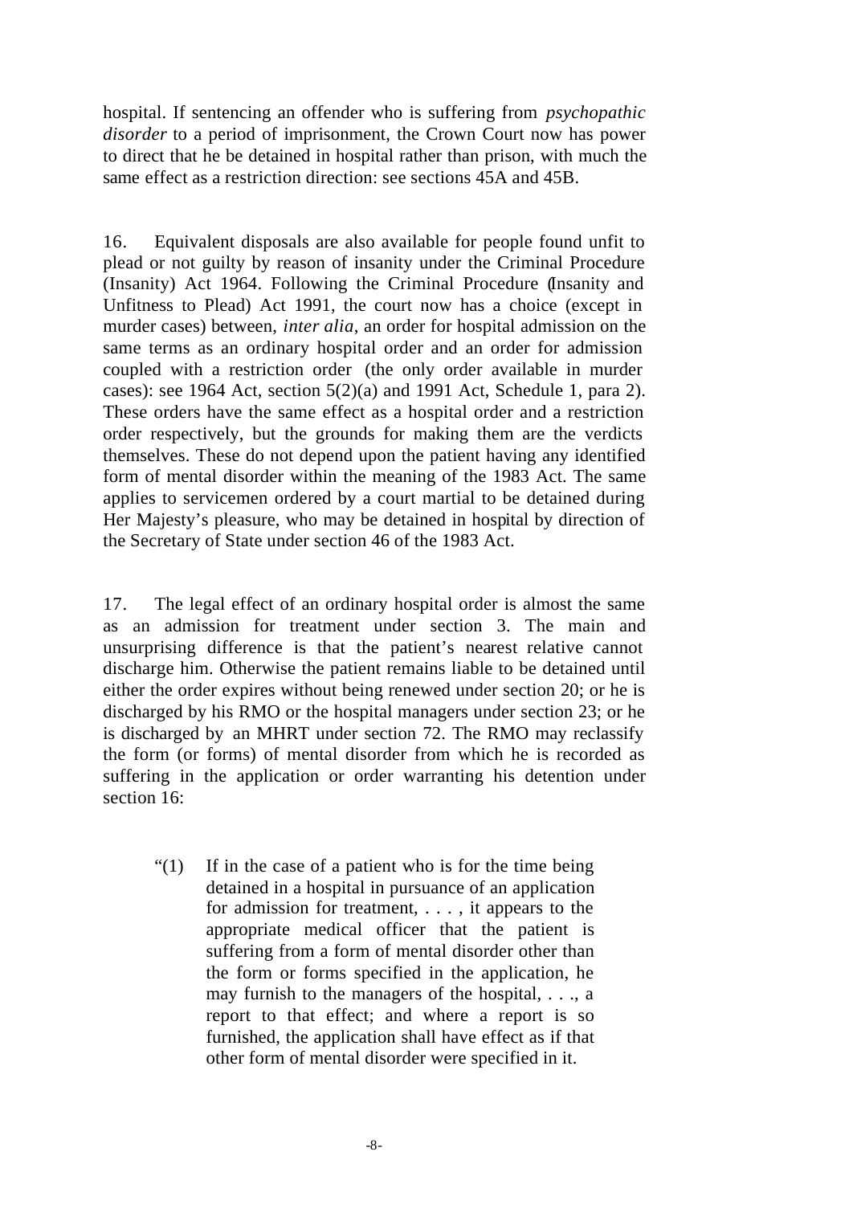hospital. If sentencing an offender who is suffering from *psychopathic disorder* to a period of imprisonment, the Crown Court now has power to direct that he be detained in hospital rather than prison, with much the same effect as a restriction direction: see sections 45A and 45B.

16. Equivalent disposals are also available for people found unfit to plead or not guilty by reason of insanity under the Criminal Procedure (Insanity) Act 1964. Following the Criminal Procedure (Insanity and Unfitness to Plead) Act 1991, the court now has a choice (except in murder cases) between, *inter alia*, an order for hospital admission on the same terms as an ordinary hospital order and an order for admission coupled with a restriction order (the only order available in murder cases): see 1964 Act, section 5(2)(a) and 1991 Act, Schedule 1, para 2). These orders have the same effect as a hospital order and a restriction order respectively, but the grounds for making them are the verdicts themselves. These do not depend upon the patient having any identified form of mental disorder within the meaning of the 1983 Act. The same applies to servicemen ordered by a court martial to be detained during Her Majesty's pleasure, who may be detained in hospital by direction of the Secretary of State under section 46 of the 1983 Act.

17. The legal effect of an ordinary hospital order is almost the same as an admission for treatment under section 3. The main and unsurprising difference is that the patient's nearest relative cannot discharge him. Otherwise the patient remains liable to be detained until either the order expires without being renewed under section 20; or he is discharged by his RMO or the hospital managers under section 23; or he is discharged by an MHRT under section 72. The RMO may reclassify the form (or forms) of mental disorder from which he is recorded as suffering in the application or order warranting his detention under section 16:

> "(1) If in the case of a patient who is for the time being detained in a hospital in pursuance of an application for admission for treatment, . . . , it appears to the appropriate medical officer that the patient is suffering from a form of mental disorder other than the form or forms specified in the application, he may furnish to the managers of the hospital, . . ., a report to that effect; and where a report is so furnished, the application shall have effect as if that other form of mental disorder were specified in it.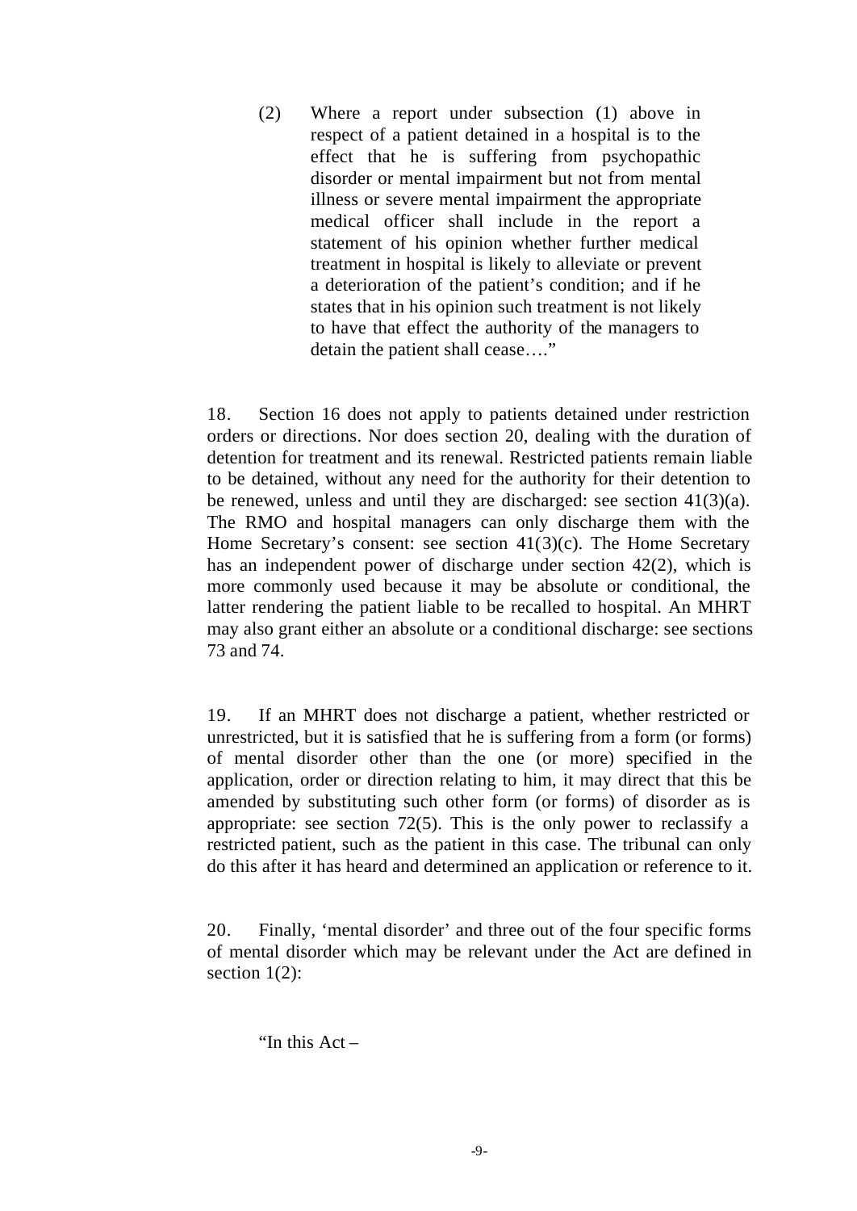> (2) Where a report under subsection (1) above in respect of a patient detained in a hospital is to the effect that he is suffering from psychopathic disorder or mental impairment but not from mental illness or severe mental impairment the appropriate medical officer shall include in the report a statement of his opinion whether further medical treatment in hospital is likely to alleviate or prevent a deterioration of the patient's condition; and if he states that in his opinion such treatment is not likely to have that effect the authority of the managers to detain the patient shall cease…."

18. Section 16 does not apply to patients detained under restriction orders or directions. Nor does section 20, dealing with the duration of detention for treatment and its renewal. Restricted patients remain liable to be detained, without any need for the authority for their detention to be renewed, unless and until they are discharged: see section 41(3)(a). The RMO and hospital managers can only discharge them with the Home Secretary's consent: see section 41(3)(c). The Home Secretary has an independent power of discharge under section 42(2), which is more commonly used because it may be absolute or conditional, the latter rendering the patient liable to be recalled to hospital. An MHRT may also grant either an absolute or a conditional discharge: see sections 73 and 74.

19. If an MHRT does not discharge a patient, whether restricted or unrestricted, but it is satisfied that he is suffering from a form (or forms) of mental disorder other than the one (or more) specified in the application, order or direction relating to him, it may direct that this be amended by substituting such other form (or forms) of disorder as is appropriate: see section 72(5). This is the only power to reclassify a restricted patient, such as the patient in this case. The tribunal can only do this after it has heard and determined an application or reference to it.

20. Finally, 'mental disorder' and three out of the four specific forms of mental disorder which may be relevant under the Act are defined in section 1(2):

> "In this Act –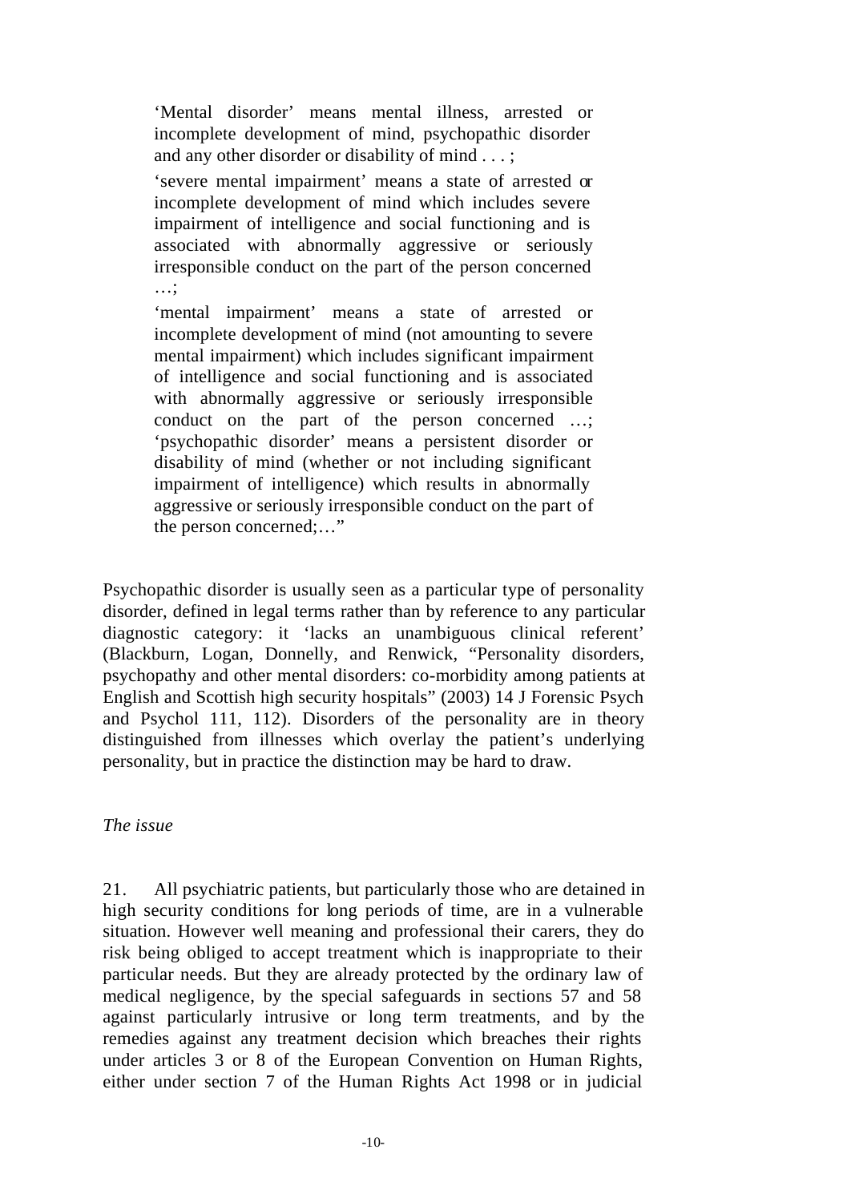> 'Mental disorder' means mental illness, arrested or incomplete development of mind, psychopathic disorder and any other disorder or disability of mind . . . ;
>
> 'severe mental impairment' means a state of arrested or incomplete development of mind which includes severe impairment of intelligence and social functioning and is associated with abnormally aggressive or seriously irresponsible conduct on the part of the person concerned …;
>
> 'mental impairment' means a state of arrested or incomplete development of mind (not amounting to severe mental impairment) which includes significant impairment of intelligence and social functioning and is associated with abnormally aggressive or seriously irresponsible conduct on the part of the person concerned …; 'psychopathic disorder' means a persistent disorder or disability of mind (whether or not including significant impairment of intelligence) which results in abnormally aggressive or seriously irresponsible conduct on the part of the person concerned;…"

Psychopathic disorder is usually seen as a particular type of personality disorder, defined in legal terms rather than by reference to any particular diagnostic category: it 'lacks an unambiguous clinical referent' (Blackburn, Logan, Donnelly, and Renwick, "Personality disorders, psychopathy and other mental disorders: co-morbidity among patients at English and Scottish high security hospitals" (2003) 14 J Forensic Psych and Psychol 111, 112). Disorders of the personality are in theory distinguished from illnesses which overlay the patient's underlying personality, but in practice the distinction may be hard to draw.

*The issue*

21. All psychiatric patients, but particularly those who are detained in high security conditions for long periods of time, are in a vulnerable situation. However well meaning and professional their carers, they do risk being obliged to accept treatment which is inappropriate to their particular needs. But they are already protected by the ordinary law of medical negligence, by the special safeguards in sections 57 and 58 against particularly intrusive or long term treatments, and by the remedies against any treatment decision which breaches their rights under articles 3 or 8 of the European Convention on Human Rights, either under section 7 of the Human Rights Act 1998 or in judicial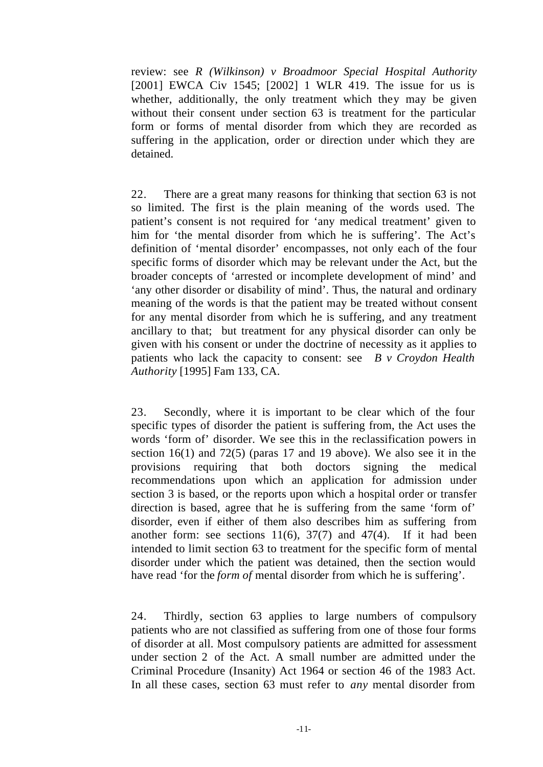review: see *R (Wilkinson) v Broadmoor Special Hospital Authority* [2001] EWCA Civ 1545; [2002] 1 WLR 419. The issue for us is whether, additionally, the only treatment which they may be given without their consent under section 63 is treatment for the particular form or forms of mental disorder from which they are recorded as suffering in the application, order or direction under which they are detained.

22. There are a great many reasons for thinking that section 63 is not so limited. The first is the plain meaning of the words used. The patient's consent is not required for 'any medical treatment' given to him for 'the mental disorder from which he is suffering'. The Act's definition of 'mental disorder' encompasses, not only each of the four specific forms of disorder which may be relevant under the Act, but the broader concepts of 'arrested or incomplete development of mind' and 'any other disorder or disability of mind'. Thus, the natural and ordinary meaning of the words is that the patient may be treated without consent for any mental disorder from which he is suffering, and any treatment ancillary to that; but treatment for any physical disorder can only be given with his consent or under the doctrine of necessity as it applies to patients who lack the capacity to consent: see *B v Croydon Health Authority* [1995] Fam 133, CA.

23. Secondly, where it is important to be clear which of the four specific types of disorder the patient is suffering from, the Act uses the words 'form of' disorder. We see this in the reclassification powers in section 16(1) and 72(5) (paras 17 and 19 above). We also see it in the provisions requiring that both doctors signing the medical recommendations upon which an application for admission under section 3 is based, or the reports upon which a hospital order or transfer direction is based, agree that he is suffering from the same 'form of' disorder, even if either of them also describes him as suffering from another form: see sections 11(6), 37(7) and 47(4). If it had been intended to limit section 63 to treatment for the specific form of mental disorder under which the patient was detained, then the section would have read 'for the *form of* mental disorder from which he is suffering'.

24. Thirdly, section 63 applies to large numbers of compulsory patients who are not classified as suffering from one of those four forms of disorder at all. Most compulsory patients are admitted for assessment under section 2 of the Act. A small number are admitted under the Criminal Procedure (Insanity) Act 1964 or section 46 of the 1983 Act. In all these cases, section 63 must refer to *any* mental disorder from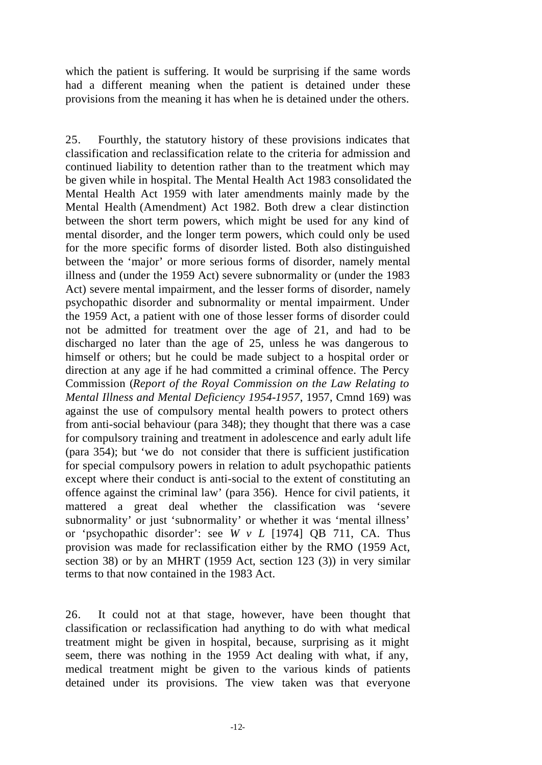which the patient is suffering. It would be surprising if the same words had a different meaning when the patient is detained under these provisions from the meaning it has when he is detained under the others.

25. Fourthly, the statutory history of these provisions indicates that classification and reclassification relate to the criteria for admission and continued liability to detention rather than to the treatment which may be given while in hospital. The Mental Health Act 1983 consolidated the Mental Health Act 1959 with later amendments mainly made by the Mental Health (Amendment) Act 1982. Both drew a clear distinction between the short term powers, which might be used for any kind of mental disorder, and the longer term powers, which could only be used for the more specific forms of disorder listed. Both also distinguished between the 'major' or more serious forms of disorder, namely mental illness and (under the 1959 Act) severe subnormality or (under the 1983 Act) severe mental impairment, and the lesser forms of disorder, namely psychopathic disorder and subnormality or mental impairment. Under the 1959 Act, a patient with one of those lesser forms of disorder could not be admitted for treatment over the age of 21, and had to be discharged no later than the age of 25, unless he was dangerous to himself or others; but he could be made subject to a hospital order or direction at any age if he had committed a criminal offence. The Percy Commission (*Report of the Royal Commission on the Law Relating to Mental Illness and Mental Deficiency 1954-1957*, 1957, Cmnd 169) was against the use of compulsory mental health powers to protect others from anti-social behaviour (para 348); they thought that there was a case for compulsory training and treatment in adolescence and early adult life (para 354); but 'we do not consider that there is sufficient justification for special compulsory powers in relation to adult psychopathic patients except where their conduct is anti-social to the extent of constituting an offence against the criminal law' (para 356). Hence for civil patients, it mattered a great deal whether the classification was 'severe subnormality' or just 'subnormality' or whether it was 'mental illness' or 'psychopathic disorder': see *W v L* [1974] QB 711, CA. Thus provision was made for reclassification either by the RMO (1959 Act, section 38) or by an MHRT (1959 Act, section 123 (3)) in very similar terms to that now contained in the 1983 Act.

26. It could not at that stage, however, have been thought that classification or reclassification had anything to do with what medical treatment might be given in hospital, because, surprising as it might seem, there was nothing in the 1959 Act dealing with what, if any, medical treatment might be given to the various kinds of patients detained under its provisions. The view taken was that everyone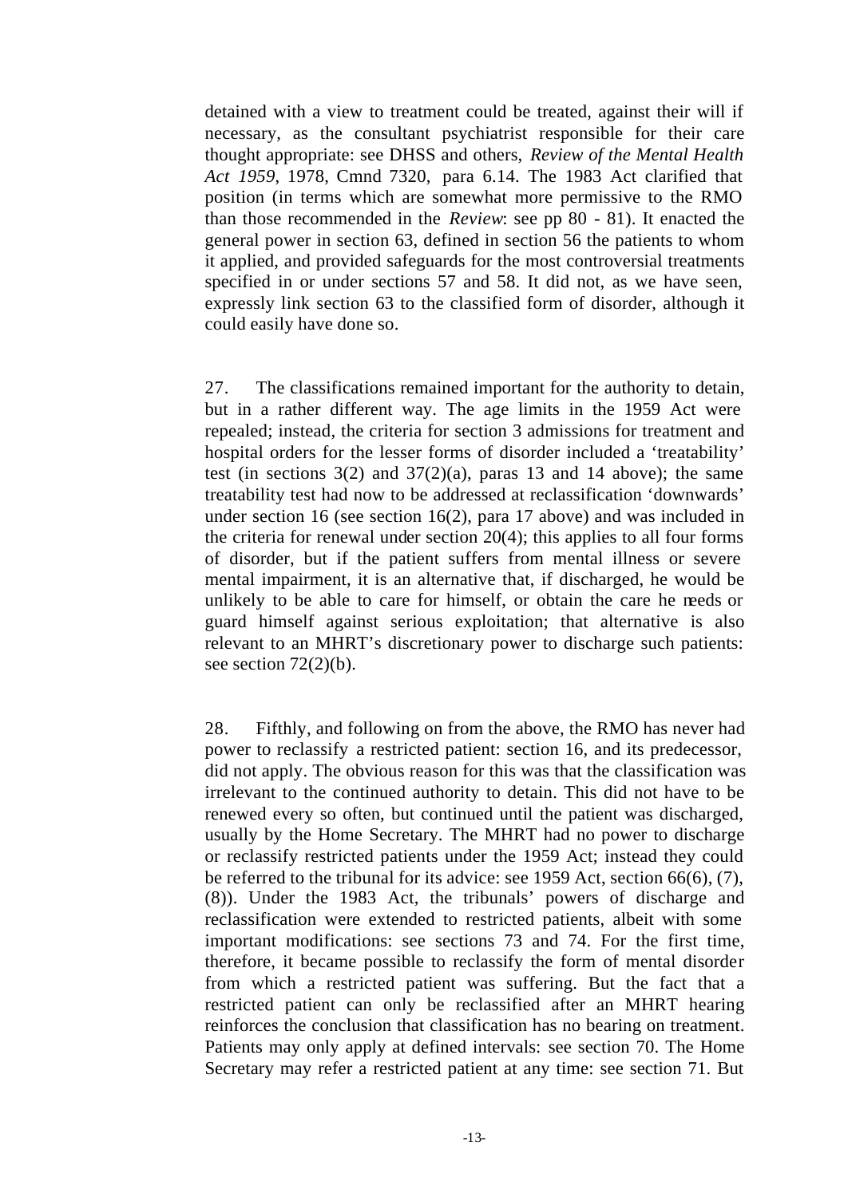detained with a view to treatment could be treated, against their will if necessary, as the consultant psychiatrist responsible for their care thought appropriate: see DHSS and others, *Review of the Mental Health Act 1959*, 1978, Cmnd 7320, para 6.14. The 1983 Act clarified that position (in terms which are somewhat more permissive to the RMO than those recommended in the *Review*: see pp 80 - 81). It enacted the general power in section 63, defined in section 56 the patients to whom it applied, and provided safeguards for the most controversial treatments specified in or under sections 57 and 58. It did not, as we have seen, expressly link section 63 to the classified form of disorder, although it could easily have done so.

27. The classifications remained important for the authority to detain, but in a rather different way. The age limits in the 1959 Act were repealed; instead, the criteria for section 3 admissions for treatment and hospital orders for the lesser forms of disorder included a 'treatability' test (in sections 3(2) and 37(2)(a), paras 13 and 14 above); the same treatability test had now to be addressed at reclassification 'downwards' under section 16 (see section 16(2), para 17 above) and was included in the criteria for renewal under section 20(4); this applies to all four forms of disorder, but if the patient suffers from mental illness or severe mental impairment, it is an alternative that, if discharged, he would be unlikely to be able to care for himself, or obtain the care he needs or guard himself against serious exploitation; that alternative is also relevant to an MHRT's discretionary power to discharge such patients: see section 72(2)(b).

28. Fifthly, and following on from the above, the RMO has never had power to reclassify a restricted patient: section 16, and its predecessor, did not apply. The obvious reason for this was that the classification was irrelevant to the continued authority to detain. This did not have to be renewed every so often, but continued until the patient was discharged, usually by the Home Secretary. The MHRT had no power to discharge or reclassify restricted patients under the 1959 Act; instead they could be referred to the tribunal for its advice: see 1959 Act, section 66(6), (7), (8)). Under the 1983 Act, the tribunals' powers of discharge and reclassification were extended to restricted patients, albeit with some important modifications: see sections 73 and 74. For the first time, therefore, it became possible to reclassify the form of mental disorder from which a restricted patient was suffering. But the fact that a restricted patient can only be reclassified after an MHRT hearing reinforces the conclusion that classification has no bearing on treatment. Patients may only apply at defined intervals: see section 70. The Home Secretary may refer a restricted patient at any time: see section 71. But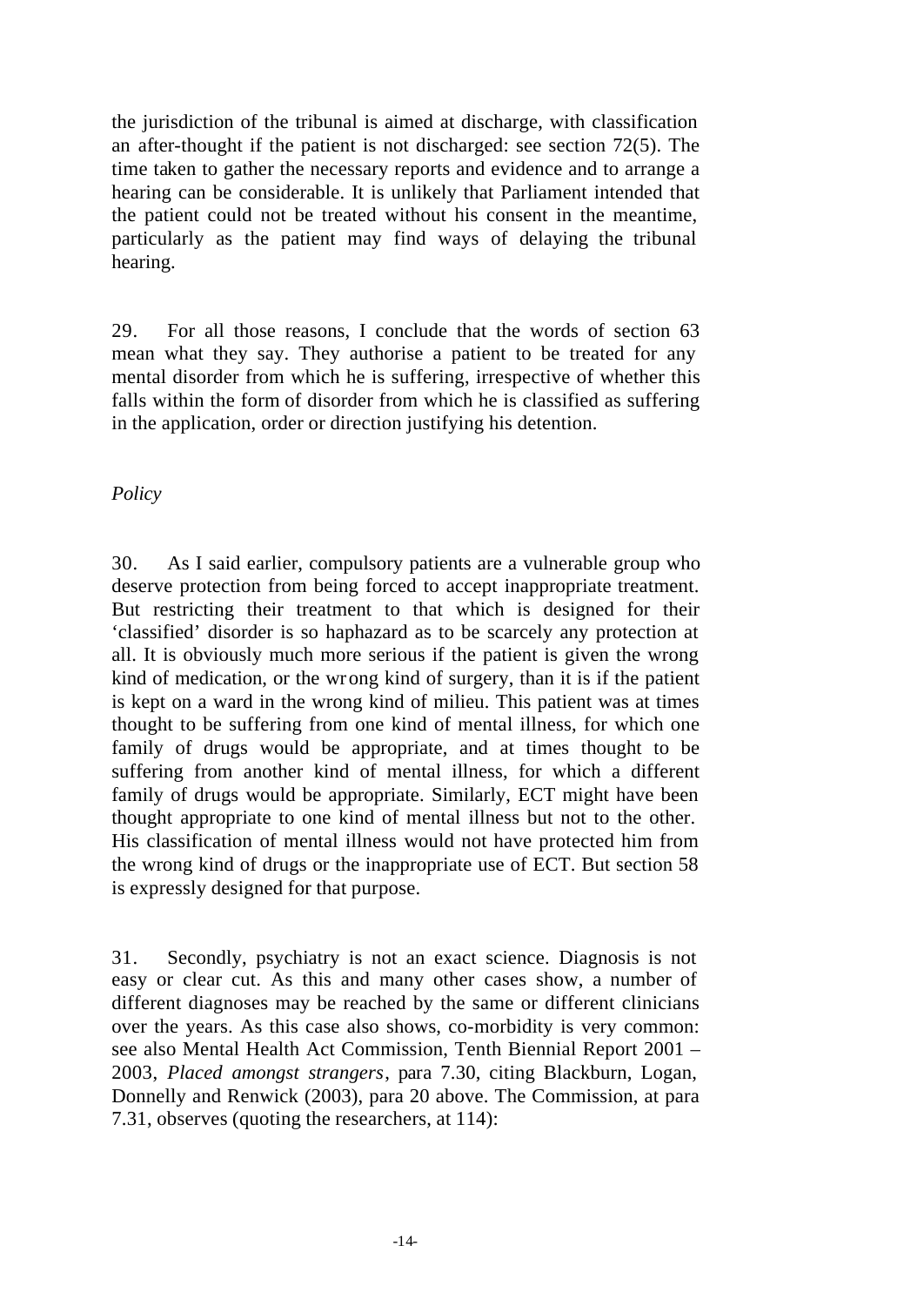the jurisdiction of the tribunal is aimed at discharge, with classification an after-thought if the patient is not discharged: see section 72(5). The time taken to gather the necessary reports and evidence and to arrange a hearing can be considerable. It is unlikely that Parliament intended that the patient could not be treated without his consent in the meantime, particularly as the patient may find ways of delaying the tribunal hearing.

29. For all those reasons, I conclude that the words of section 63 mean what they say. They authorise a patient to be treated for any mental disorder from which he is suffering, irrespective of whether this falls within the form of disorder from which he is classified as suffering in the application, order or direction justifying his detention.

*Policy*

30. As I said earlier, compulsory patients are a vulnerable group who deserve protection from being forced to accept inappropriate treatment. But restricting their treatment to that which is designed for their 'classified' disorder is so haphazard as to be scarcely any protection at all. It is obviously much more serious if the patient is given the wrong kind of medication, or the wrong kind of surgery, than it is if the patient is kept on a ward in the wrong kind of milieu. This patient was at times thought to be suffering from one kind of mental illness, for which one family of drugs would be appropriate, and at times thought to be suffering from another kind of mental illness, for which a different family of drugs would be appropriate. Similarly, ECT might have been thought appropriate to one kind of mental illness but not to the other. His classification of mental illness would not have protected him from the wrong kind of drugs or the inappropriate use of ECT. But section 58 is expressly designed for that purpose.

31. Secondly, psychiatry is not an exact science. Diagnosis is not easy or clear cut. As this and many other cases show, a number of different diagnoses may be reached by the same or different clinicians over the years. As this case also shows, co-morbidity is very common: see also Mental Health Act Commission, Tenth Biennial Report 2001 – 2003, *Placed amongst strangers*, para 7.30, citing Blackburn, Logan, Donnelly and Renwick (2003), para 20 above. The Commission, at para 7.31, observes (quoting the researchers, at 114):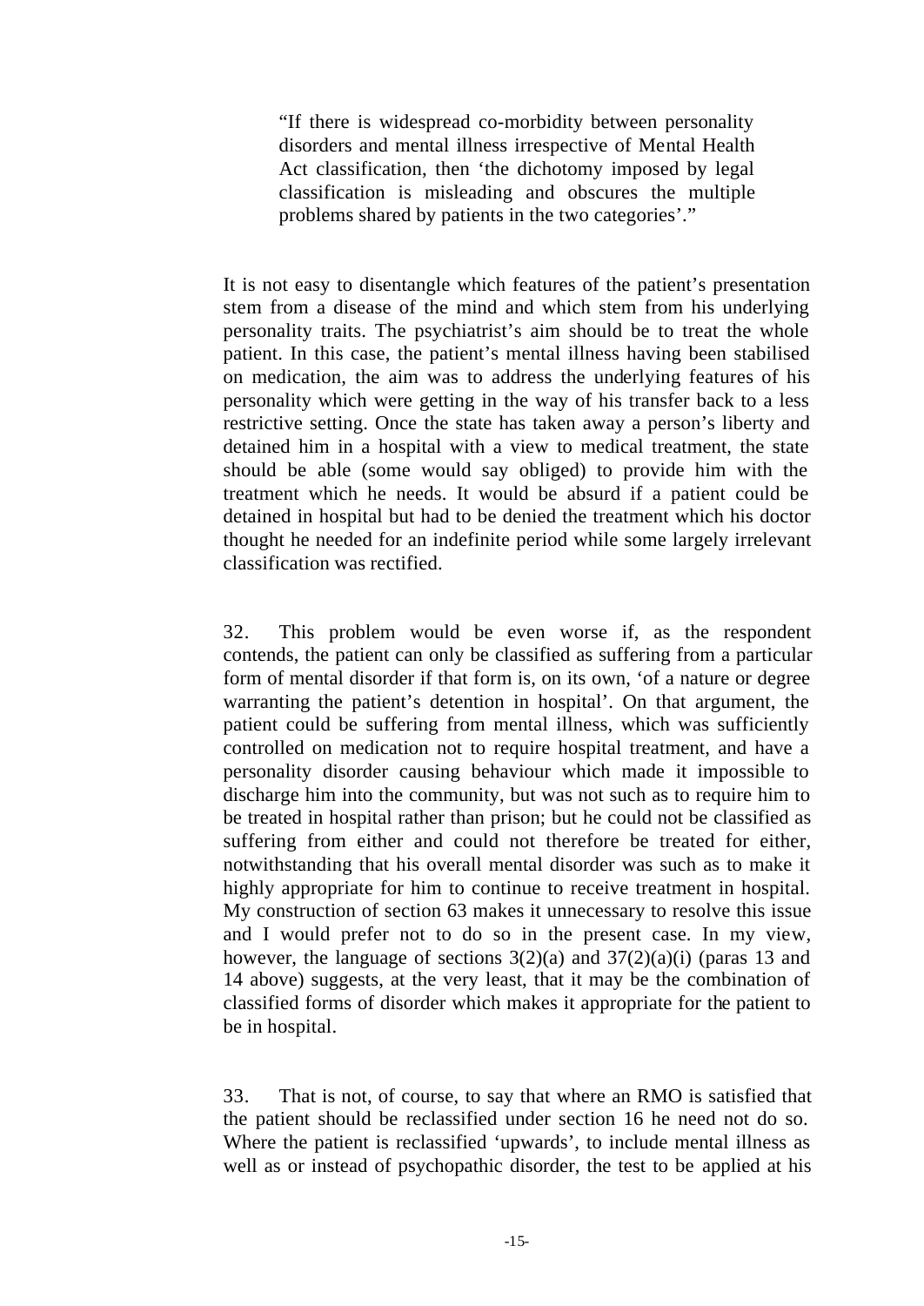> "If there is widespread co-morbidity between personality disorders and mental illness irrespective of Mental Health Act classification, then 'the dichotomy imposed by legal classification is misleading and obscures the multiple problems shared by patients in the two categories'."

It is not easy to disentangle which features of the patient's presentation stem from a disease of the mind and which stem from his underlying personality traits. The psychiatrist's aim should be to treat the whole patient. In this case, the patient's mental illness having been stabilised on medication, the aim was to address the underlying features of his personality which were getting in the way of his transfer back to a less restrictive setting. Once the state has taken away a person's liberty and detained him in a hospital with a view to medical treatment, the state should be able (some would say obliged) to provide him with the treatment which he needs. It would be absurd if a patient could be detained in hospital but had to be denied the treatment which his doctor thought he needed for an indefinite period while some largely irrelevant classification was rectified.

32. This problem would be even worse if, as the respondent contends, the patient can only be classified as suffering from a particular form of mental disorder if that form is, on its own, 'of a nature or degree warranting the patient's detention in hospital'. On that argument, the patient could be suffering from mental illness, which was sufficiently controlled on medication not to require hospital treatment, and have a personality disorder causing behaviour which made it impossible to discharge him into the community, but was not such as to require him to be treated in hospital rather than prison; but he could not be classified as suffering from either and could not therefore be treated for either, notwithstanding that his overall mental disorder was such as to make it highly appropriate for him to continue to receive treatment in hospital. My construction of section 63 makes it unnecessary to resolve this issue and I would prefer not to do so in the present case. In my view, however, the language of sections 3(2)(a) and 37(2)(a)(i) (paras 13 and 14 above) suggests, at the very least, that it may be the combination of classified forms of disorder which makes it appropriate for the patient to be in hospital.

33. That is not, of course, to say that where an RMO is satisfied that the patient should be reclassified under section 16 he need not do so. Where the patient is reclassified 'upwards', to include mental illness as well as or instead of psychopathic disorder, the test to be applied at his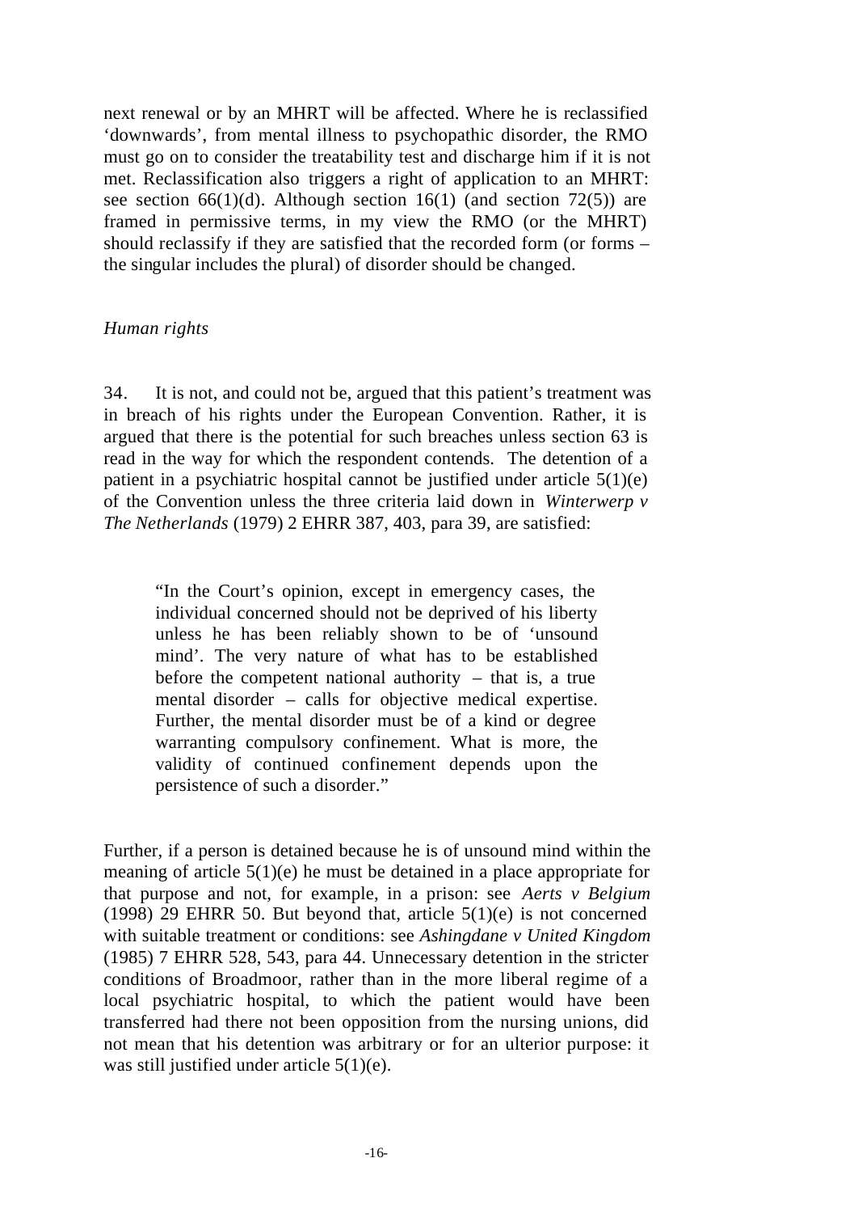next renewal or by an MHRT will be affected. Where he is reclassified 'downwards', from mental illness to psychopathic disorder, the RMO must go on to consider the treatability test and discharge him if it is not met. Reclassification also triggers a right of application to an MHRT: see section 66(1)(d). Although section 16(1) (and section 72(5)) are framed in permissive terms, in my view the RMO (or the MHRT) should reclassify if they are satisfied that the recorded form (or forms – the singular includes the plural) of disorder should be changed.

*Human rights*

34. It is not, and could not be, argued that this patient's treatment was in breach of his rights under the European Convention. Rather, it is argued that there is the potential for such breaches unless section 63 is read in the way for which the respondent contends. The detention of a patient in a psychiatric hospital cannot be justified under article 5(1)(e) of the Convention unless the three criteria laid down in *Winterwerp v The Netherlands* (1979) 2 EHRR 387, 403, para 39, are satisfied:

> "In the Court's opinion, except in emergency cases, the individual concerned should not be deprived of his liberty unless he has been reliably shown to be of 'unsound mind'. The very nature of what has to be established before the competent national authority – that is, a true mental disorder – calls for objective medical expertise. Further, the mental disorder must be of a kind or degree warranting compulsory confinement. What is more, the validity of continued confinement depends upon the persistence of such a disorder."

Further, if a person is detained because he is of unsound mind within the meaning of article 5(1)(e) he must be detained in a place appropriate for that purpose and not, for example, in a prison: see *Aerts v Belgium* (1998) 29 EHRR 50. But beyond that, article 5(1)(e) is not concerned with suitable treatment or conditions: see *Ashingdane v United Kingdom* (1985) 7 EHRR 528, 543, para 44. Unnecessary detention in the stricter conditions of Broadmoor, rather than in the more liberal regime of a local psychiatric hospital, to which the patient would have been transferred had there not been opposition from the nursing unions, did not mean that his detention was arbitrary or for an ulterior purpose: it was still justified under article 5(1)(e).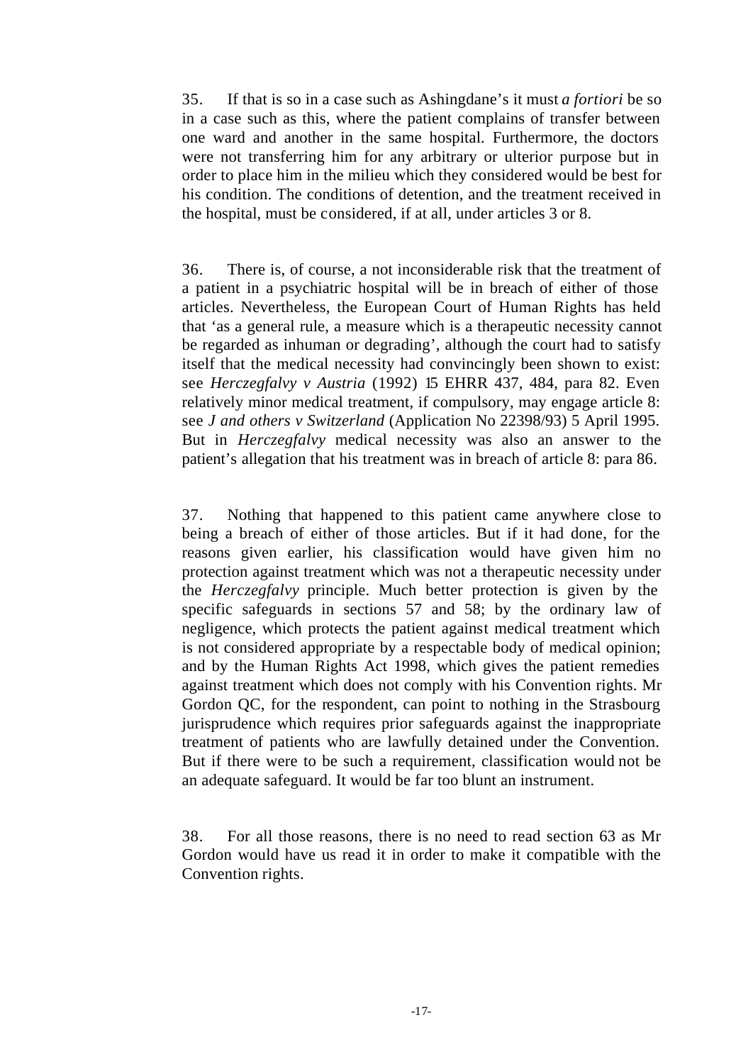35. If that is so in a case such as Ashingdane's it must *a fortiori* be so in a case such as this, where the patient complains of transfer between one ward and another in the same hospital. Furthermore, the doctors were not transferring him for any arbitrary or ulterior purpose but in order to place him in the milieu which they considered would be best for his condition. The conditions of detention, and the treatment received in the hospital, must be considered, if at all, under articles 3 or 8.

36. There is, of course, a not inconsiderable risk that the treatment of a patient in a psychiatric hospital will be in breach of either of those articles. Nevertheless, the European Court of Human Rights has held that 'as a general rule, a measure which is a therapeutic necessity cannot be regarded as inhuman or degrading', although the court had to satisfy itself that the medical necessity had convincingly been shown to exist: see *Herczegfalvy v Austria* (1992) 15 EHRR 437, 484, para 82. Even relatively minor medical treatment, if compulsory, may engage article 8: see *J and others v Switzerland* (Application No 22398/93) 5 April 1995. But in *Herczegfalvy* medical necessity was also an answer to the patient's allegation that his treatment was in breach of article 8: para 86.

37. Nothing that happened to this patient came anywhere close to being a breach of either of those articles. But if it had done, for the reasons given earlier, his classification would have given him no protection against treatment which was not a therapeutic necessity under the *Herczegfalvy* principle. Much better protection is given by the specific safeguards in sections 57 and 58; by the ordinary law of negligence, which protects the patient against medical treatment which is not considered appropriate by a respectable body of medical opinion; and by the Human Rights Act 1998, which gives the patient remedies against treatment which does not comply with his Convention rights. Mr Gordon QC, for the respondent, can point to nothing in the Strasbourg jurisprudence which requires prior safeguards against the inappropriate treatment of patients who are lawfully detained under the Convention. But if there were to be such a requirement, classification would not be an adequate safeguard. It would be far too blunt an instrument.

38. For all those reasons, there is no need to read section 63 as Mr Gordon would have us read it in order to make it compatible with the Convention rights.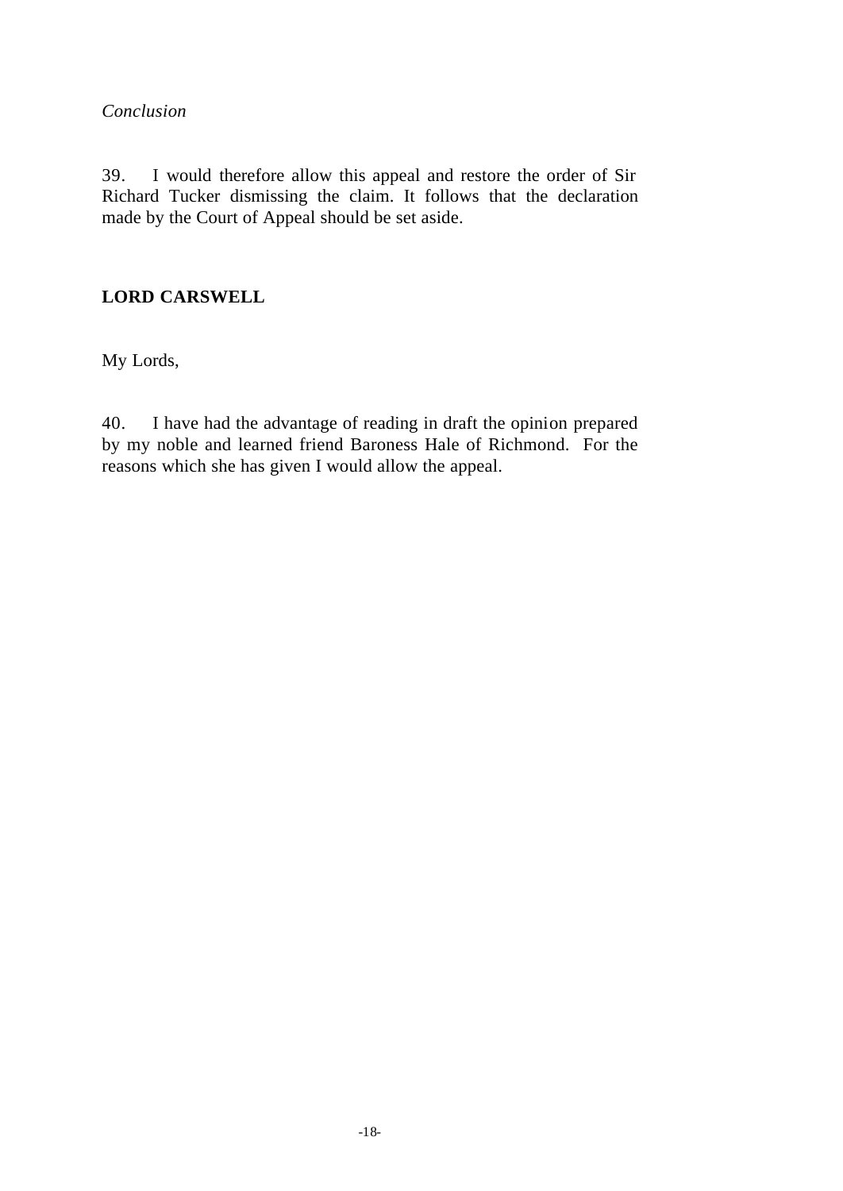*Conclusion*

39. I would therefore allow this appeal and restore the order of Sir Richard Tucker dismissing the claim. It follows that the declaration made by the Court of Appeal should be set aside.

## LORD CARSWELL

My Lords,

40. I have had the advantage of reading in draft the opinion prepared by my noble and learned friend Baroness Hale of Richmond. For the reasons which she has given I would allow the appeal.